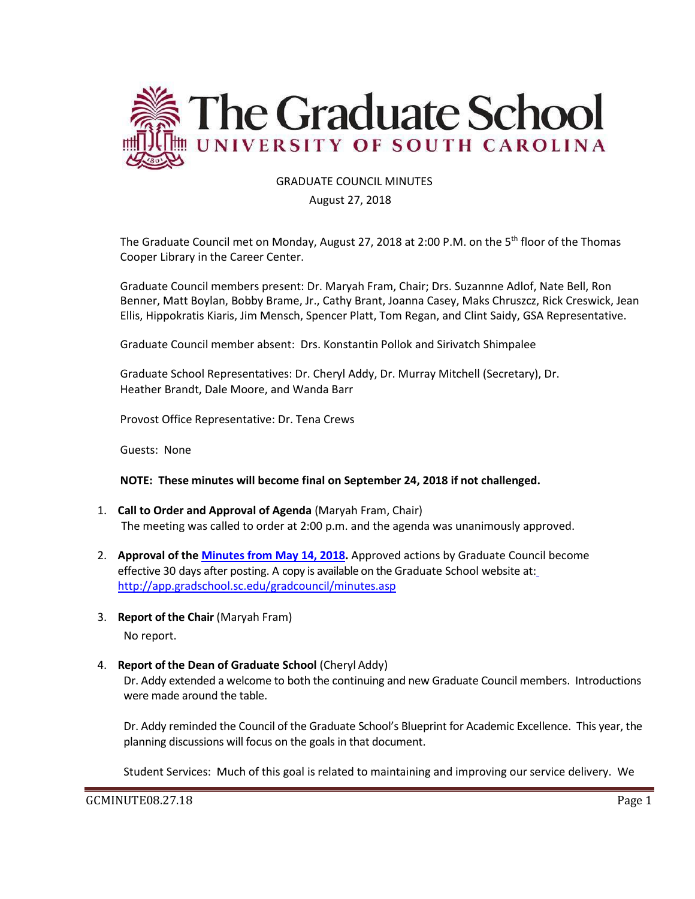# The Graduate School
## UNIVERSITY OF SOUTH CAROLINA

GRADUATE COUNCIL MINUTES

August 27, 2018

The Graduate Council met on Monday, August 27, 2018 at 2:00 P.M. on the 5th floor of the Thomas Cooper Library in the Career Center.

Graduate Council members present: Dr. Maryah Fram, Chair; Drs. Suzannne Adlof, Nate Bell, Ron Benner, Matt Boylan, Bobby Brame, Jr., Cathy Brant, Joanna Casey, Maks Chruszcz, Rick Creswick, Jean Ellis, Hippokratis Kiaris, Jim Mensch, Spencer Platt, Tom Regan, and Clint Saidy, GSA Representative.

Graduate Council member absent: Drs. Konstantin Pollok and Sirivatch Shimpalee

Graduate School Representatives: Dr. Cheryl Addy, Dr. Murray Mitchell (Secretary), Dr. Heather Brandt, Dale Moore, and Wanda Barr

Provost Office Representative: Dr. Tena Crews

Guests: None

**NOTE: These minutes will become final on September 24, 2018 if not challenged.**

1. **Call to Order and Approval of Agenda** (Maryah Fram, Chair)
   The meeting was called to order at 2:00 p.m. and the agenda was unanimously approved.

2. **Approval of the Minutes from May 14, 2018.** Approved actions by Graduate Council become effective 30 days after posting. A copy is available on the Graduate School website at: http://app.gradschool.sc.edu/gradcouncil/minutes.asp

3. **Report of the Chair** (Maryah Fram)
   No report.

4. **Report of the Dean of Graduate School** (Cheryl Addy)
   Dr. Addy extended a welcome to both the continuing and new Graduate Council members. Introductions were made around the table.

   Dr. Addy reminded the Council of the Graduate School's Blueprint for Academic Excellence. This year, the planning discussions will focus on the goals in that document.

   Student Services: Much of this goal is related to maintaining and improving our service delivery. We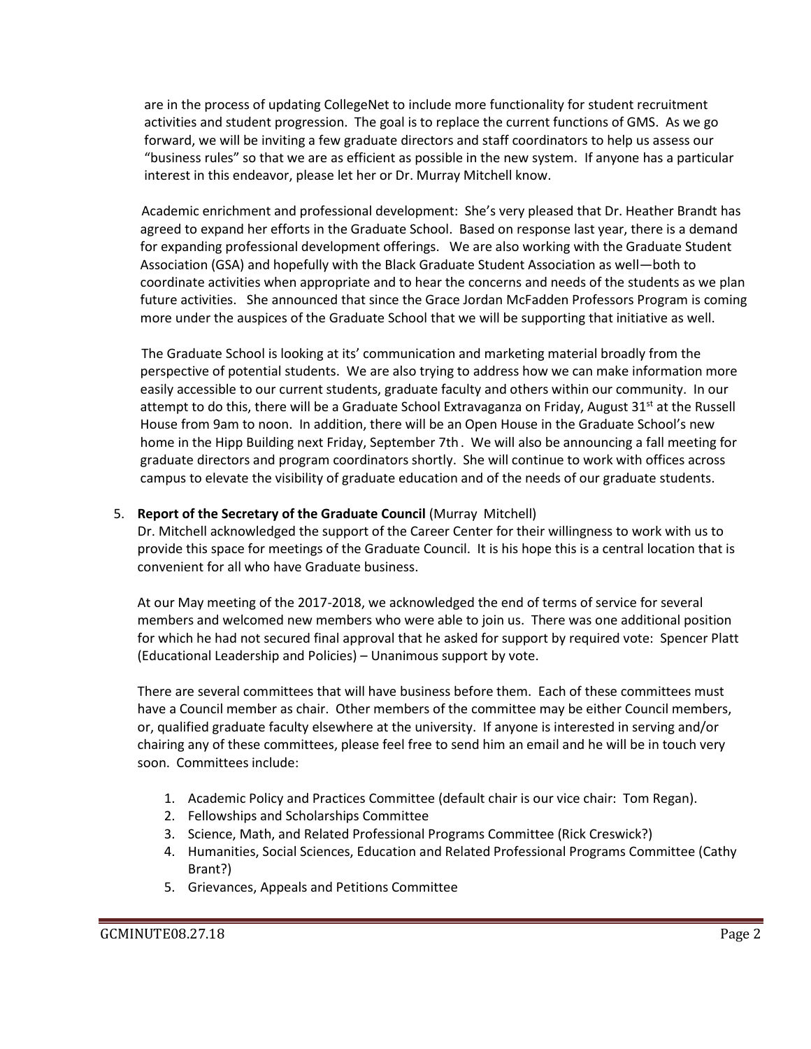are in the process of updating CollegeNet to include more functionality for student recruitment activities and student progression. The goal is to replace the current functions of GMS. As we go forward, we will be inviting a few graduate directors and staff coordinators to help us assess our "business rules" so that we are as efficient as possible in the new system. If anyone has a particular interest in this endeavor, please let her or Dr. Murray Mitchell know.

Academic enrichment and professional development: She's very pleased that Dr. Heather Brandt has agreed to expand her efforts in the Graduate School. Based on response last year, there is a demand for expanding professional development offerings. We are also working with the Graduate Student Association (GSA) and hopefully with the Black Graduate Student Association as well—both to coordinate activities when appropriate and to hear the concerns and needs of the students as we plan future activities. She announced that since the Grace Jordan McFadden Professors Program is coming more under the auspices of the Graduate School that we will be supporting that initiative as well.

The Graduate School is looking at its' communication and marketing material broadly from the perspective of potential students. We are also trying to address how we can make information more easily accessible to our current students, graduate faculty and others within our community. In our attempt to do this, there will be a Graduate School Extravaganza on Friday, August 31st at the Russell House from 9am to noon. In addition, there will be an Open House in the Graduate School's new home in the Hipp Building next Friday, September 7th. We will also be announcing a fall meeting for graduate directors and program coordinators shortly. She will continue to work with offices across campus to elevate the visibility of graduate education and of the needs of our graduate students.

5. **Report of the Secretary of the Graduate Council** (Murray Mitchell)
   Dr. Mitchell acknowledged the support of the Career Center for their willingness to work with us to provide this space for meetings of the Graduate Council. It is his hope this is a central location that is convenient for all who have Graduate business.

   At our May meeting of the 2017-2018, we acknowledged the end of terms of service for several members and welcomed new members who were able to join us. There was one additional position for which he had not secured final approval that he asked for support by required vote: Spencer Platt (Educational Leadership and Policies) – Unanimous support by vote.

   There are several committees that will have business before them. Each of these committees must have a Council member as chair. Other members of the committee may be either Council members, or, qualified graduate faculty elsewhere at the university. If anyone is interested in serving and/or chairing any of these committees, please feel free to send him an email and he will be in touch very soon. Committees include:

   1. Academic Policy and Practices Committee (default chair is our vice chair: Tom Regan).
   2. Fellowships and Scholarships Committee
   3. Science, Math, and Related Professional Programs Committee (Rick Creswick?)
   4. Humanities, Social Sciences, Education and Related Professional Programs Committee (Cathy Brant?)
   5. Grievances, Appeals and Petitions Committee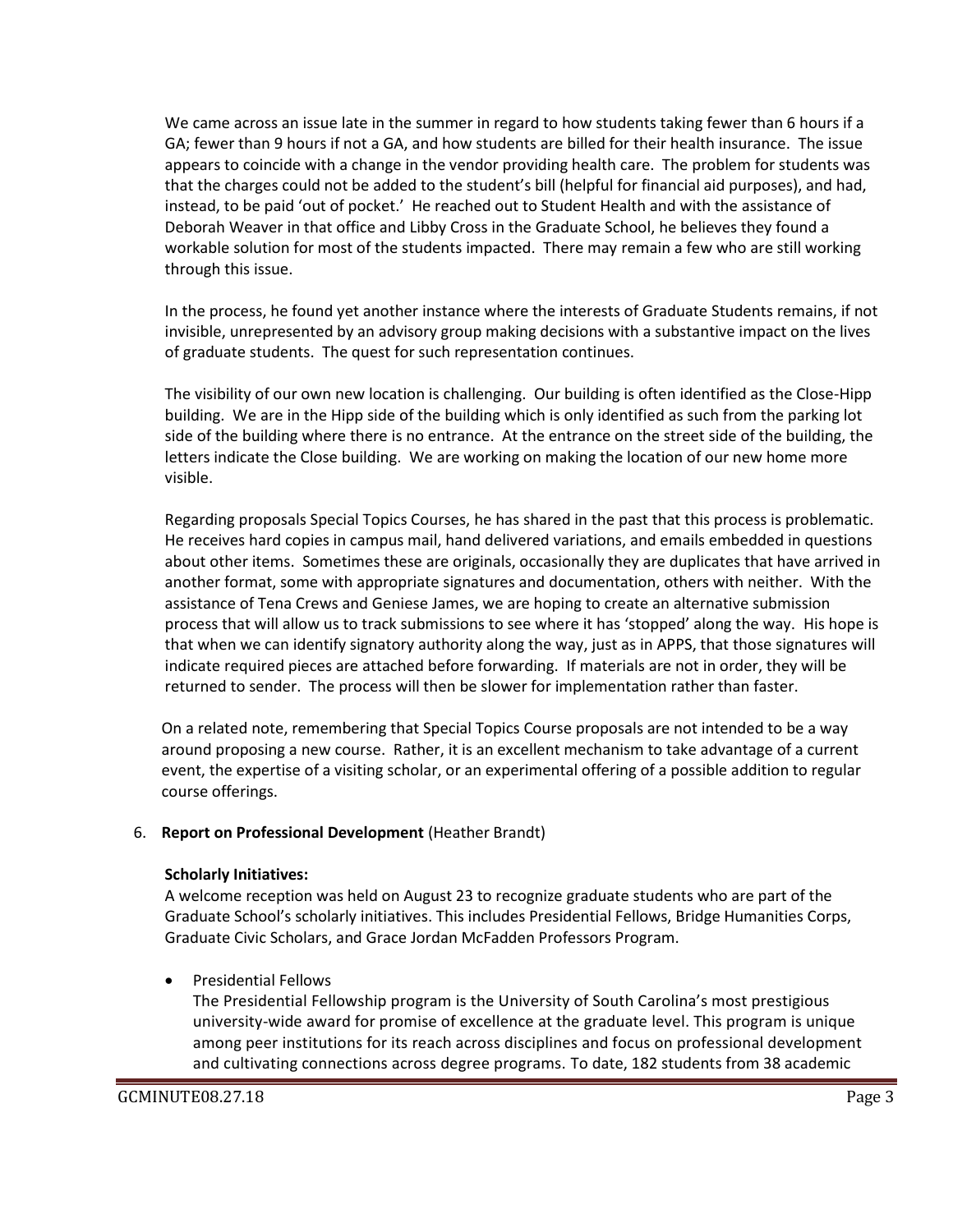We came across an issue late in the summer in regard to how students taking fewer than 6 hours if a GA; fewer than 9 hours if not a GA, and how students are billed for their health insurance. The issue appears to coincide with a change in the vendor providing health care. The problem for students was that the charges could not be added to the student's bill (helpful for financial aid purposes), and had, instead, to be paid 'out of pocket.' He reached out to Student Health and with the assistance of Deborah Weaver in that office and Libby Cross in the Graduate School, he believes they found a workable solution for most of the students impacted. There may remain a few who are still working through this issue.

In the process, he found yet another instance where the interests of Graduate Students remains, if not invisible, unrepresented by an advisory group making decisions with a substantive impact on the lives of graduate students. The quest for such representation continues.

The visibility of our own new location is challenging. Our building is often identified as the Close-Hipp building. We are in the Hipp side of the building which is only identified as such from the parking lot side of the building where there is no entrance. At the entrance on the street side of the building, the letters indicate the Close building. We are working on making the location of our new home more visible.

Regarding proposals Special Topics Courses, he has shared in the past that this process is problematic. He receives hard copies in campus mail, hand delivered variations, and emails embedded in questions about other items. Sometimes these are originals, occasionally they are duplicates that have arrived in another format, some with appropriate signatures and documentation, others with neither. With the assistance of Tena Crews and Geniese James, we are hoping to create an alternative submission process that will allow us to track submissions to see where it has 'stopped' along the way. His hope is that when we can identify signatory authority along the way, just as in APPS, that those signatures will indicate required pieces are attached before forwarding. If materials are not in order, they will be returned to sender. The process will then be slower for implementation rather than faster.

On a related note, remembering that Special Topics Course proposals are not intended to be a way around proposing a new course. Rather, it is an excellent mechanism to take advantage of a current event, the expertise of a visiting scholar, or an experimental offering of a possible addition to regular course offerings.

6. **Report on Professional Development** (Heather Brandt)

**Scholarly Initiatives:**

A welcome reception was held on August 23 to recognize graduate students who are part of the Graduate School's scholarly initiatives. This includes Presidential Fellows, Bridge Humanities Corps, Graduate Civic Scholars, and Grace Jordan McFadden Professors Program.

- Presidential Fellows

  The Presidential Fellowship program is the University of South Carolina's most prestigious university-wide award for promise of excellence at the graduate level. This program is unique among peer institutions for its reach across disciplines and focus on professional development and cultivating connections across degree programs. To date, 182 students from 38 academic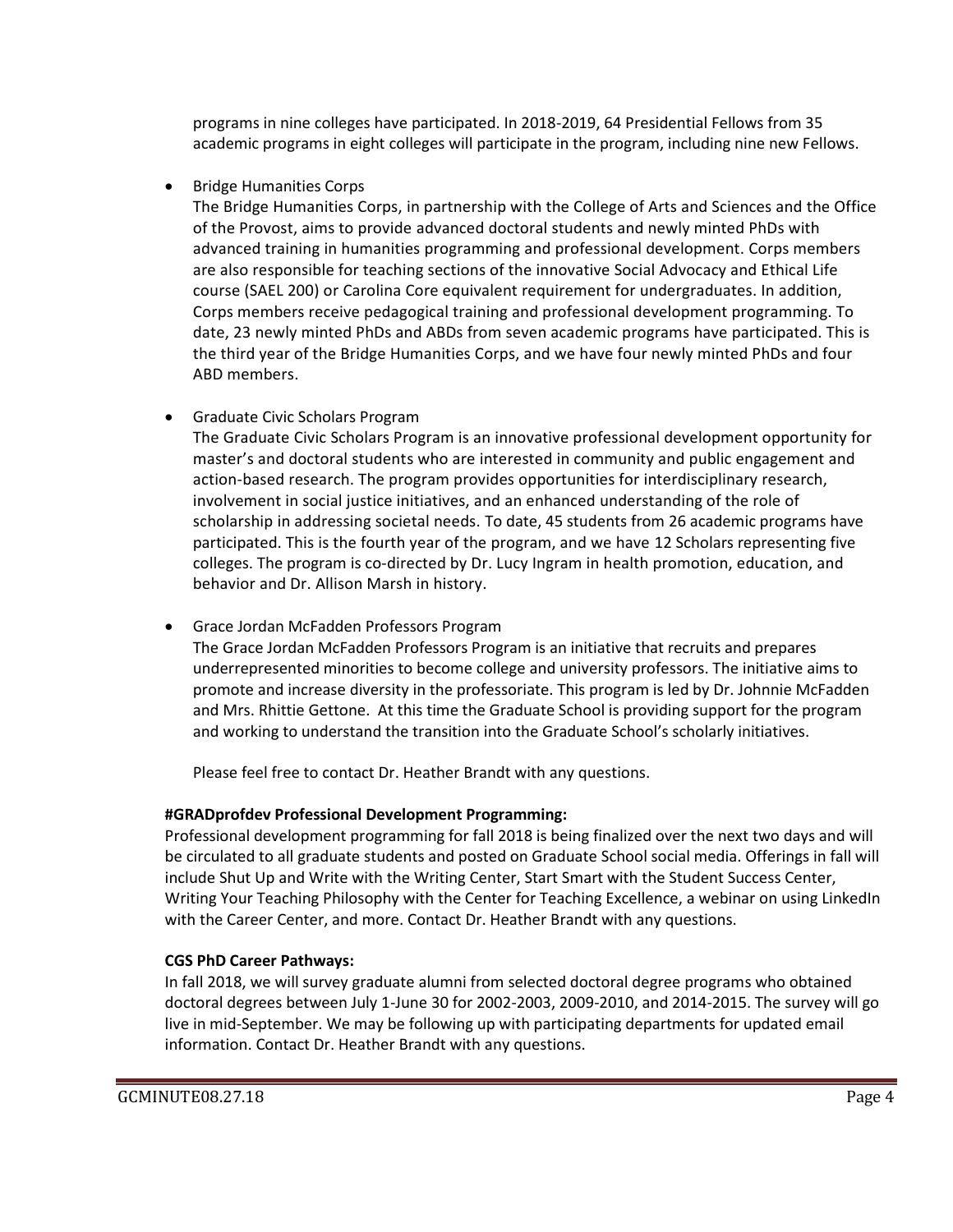programs in nine colleges have participated. In 2018-2019, 64 Presidential Fellows from 35 academic programs in eight colleges will participate in the program, including nine new Fellows.

- Bridge Humanities Corps
  The Bridge Humanities Corps, in partnership with the College of Arts and Sciences and the Office of the Provost, aims to provide advanced doctoral students and newly minted PhDs with advanced training in humanities programming and professional development. Corps members are also responsible for teaching sections of the innovative Social Advocacy and Ethical Life course (SAEL 200) or Carolina Core equivalent requirement for undergraduates. In addition, Corps members receive pedagogical training and professional development programming. To date, 23 newly minted PhDs and ABDs from seven academic programs have participated. This is the third year of the Bridge Humanities Corps, and we have four newly minted PhDs and four ABD members.

- Graduate Civic Scholars Program
  The Graduate Civic Scholars Program is an innovative professional development opportunity for master's and doctoral students who are interested in community and public engagement and action-based research. The program provides opportunities for interdisciplinary research, involvement in social justice initiatives, and an enhanced understanding of the role of scholarship in addressing societal needs. To date, 45 students from 26 academic programs have participated. This is the fourth year of the program, and we have 12 Scholars representing five colleges. The program is co-directed by Dr. Lucy Ingram in health promotion, education, and behavior and Dr. Allison Marsh in history.

- Grace Jordan McFadden Professors Program
  The Grace Jordan McFadden Professors Program is an initiative that recruits and prepares underrepresented minorities to become college and university professors. The initiative aims to promote and increase diversity in the professoriate. This program is led by Dr. Johnnie McFadden and Mrs. Rhittie Gettone. At this time the Graduate School is providing support for the program and working to understand the transition into the Graduate School's scholarly initiatives.

  Please feel free to contact Dr. Heather Brandt with any questions.

**#GRADprofdev Professional Development Programming:**
Professional development programming for fall 2018 is being finalized over the next two days and will be circulated to all graduate students and posted on Graduate School social media. Offerings in fall will include Shut Up and Write with the Writing Center, Start Smart with the Student Success Center, Writing Your Teaching Philosophy with the Center for Teaching Excellence, a webinar on using LinkedIn with the Career Center, and more. Contact Dr. Heather Brandt with any questions.

**CGS PhD Career Pathways:**
In fall 2018, we will survey graduate alumni from selected doctoral degree programs who obtained doctoral degrees between July 1-June 30 for 2002-2003, 2009-2010, and 2014-2015. The survey will go live in mid-September. We may be following up with participating departments for updated email information. Contact Dr. Heather Brandt with any questions.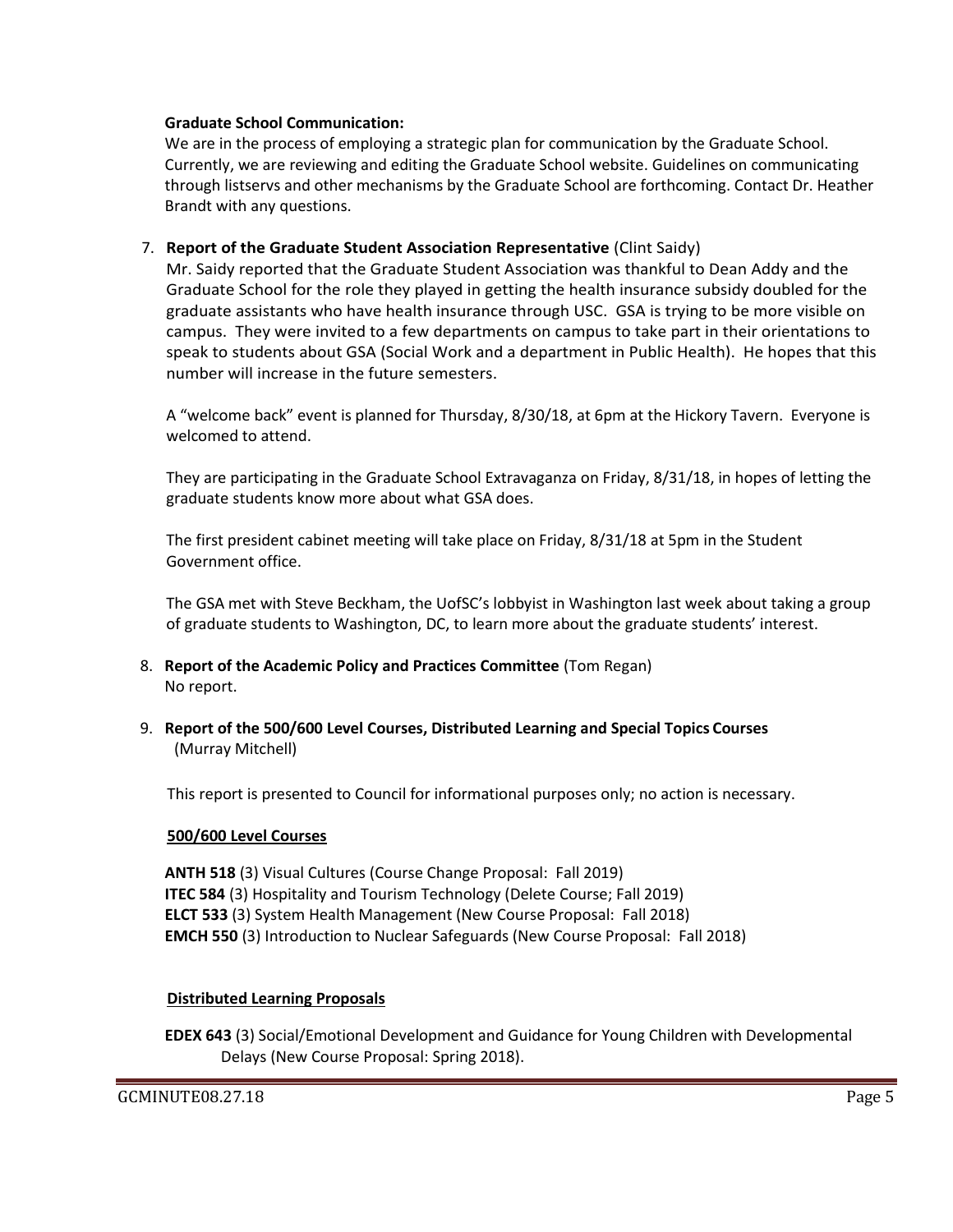**Graduate School Communication:**

We are in the process of employing a strategic plan for communication by the Graduate School. Currently, we are reviewing and editing the Graduate School website. Guidelines on communicating through listservs and other mechanisms by the Graduate School are forthcoming. Contact Dr. Heather Brandt with any questions.

7. **Report of the Graduate Student Association Representative** (Clint Saidy)

   Mr. Saidy reported that the Graduate Student Association was thankful to Dean Addy and the Graduate School for the role they played in getting the health insurance subsidy doubled for the graduate assistants who have health insurance through USC. GSA is trying to be more visible on campus. They were invited to a few departments on campus to take part in their orientations to speak to students about GSA (Social Work and a department in Public Health). He hopes that this number will increase in the future semesters.

   A "welcome back" event is planned for Thursday, 8/30/18, at 6pm at the Hickory Tavern. Everyone is welcomed to attend.

   They are participating in the Graduate School Extravaganza on Friday, 8/31/18, in hopes of letting the graduate students know more about what GSA does.

   The first president cabinet meeting will take place on Friday, 8/31/18 at 5pm in the Student Government office.

   The GSA met with Steve Beckham, the UofSC's lobbyist in Washington last week about taking a group of graduate students to Washington, DC, to learn more about the graduate students' interest.

8. **Report of the Academic Policy and Practices Committee** (Tom Regan)

   No report.

9. **Report of the 500/600 Level Courses, Distributed Learning and Special Topics Courses** (Murray Mitchell)

   This report is presented to Council for informational purposes only; no action is necessary.

   **500/600 Level Courses**

   **ANTH 518** (3) Visual Cultures (Course Change Proposal: Fall 2019)
   **ITEC 584** (3) Hospitality and Tourism Technology (Delete Course; Fall 2019)
   **ELCT 533** (3) System Health Management (New Course Proposal: Fall 2018)
   **EMCH 550** (3) Introduction to Nuclear Safeguards (New Course Proposal: Fall 2018)

   **Distributed Learning Proposals**

   **EDEX 643** (3) Social/Emotional Development and Guidance for Young Children with Developmental Delays (New Course Proposal: Spring 2018).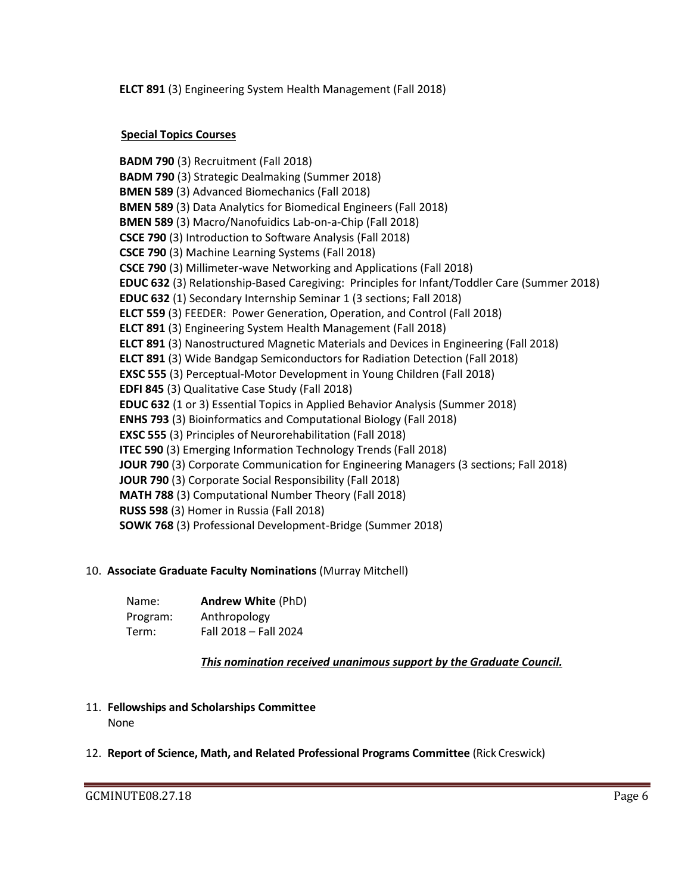**ELCT 891** (3) Engineering System Health Management (Fall 2018)

**Special Topics Courses**

**BADM 790** (3) Recruitment (Fall 2018)
**BADM 790** (3) Strategic Dealmaking (Summer 2018)
**BMEN 589** (3) Advanced Biomechanics (Fall 2018)
**BMEN 589** (3) Data Analytics for Biomedical Engineers (Fall 2018)
**BMEN 589** (3) Macro/Nanofuidics Lab-on-a-Chip (Fall 2018)
**CSCE 790** (3) Introduction to Software Analysis (Fall 2018)
**CSCE 790** (3) Machine Learning Systems (Fall 2018)
**CSCE 790** (3) Millimeter-wave Networking and Applications (Fall 2018)
**EDUC 632** (3) Relationship-Based Caregiving: Principles for Infant/Toddler Care (Summer 2018)
**EDUC 632** (1) Secondary Internship Seminar 1 (3 sections; Fall 2018)
**ELCT 559** (3) FEEDER: Power Generation, Operation, and Control (Fall 2018)
**ELCT 891** (3) Engineering System Health Management (Fall 2018)
**ELCT 891** (3) Nanostructured Magnetic Materials and Devices in Engineering (Fall 2018)
**ELCT 891** (3) Wide Bandgap Semiconductors for Radiation Detection (Fall 2018)
**EXSC 555** (3) Perceptual-Motor Development in Young Children (Fall 2018)
**EDFI 845** (3) Qualitative Case Study (Fall 2018)
**EDUC 632** (1 or 3) Essential Topics in Applied Behavior Analysis (Summer 2018)
**ENHS 793** (3) Bioinformatics and Computational Biology (Fall 2018)
**EXSC 555** (3) Principles of Neurorehabilitation (Fall 2018)
**ITEC 590** (3) Emerging Information Technology Trends (Fall 2018)
**JOUR 790** (3) Corporate Communication for Engineering Managers (3 sections; Fall 2018)
**JOUR 790** (3) Corporate Social Responsibility (Fall 2018)
**MATH 788** (3) Computational Number Theory (Fall 2018)
**RUSS 598** (3) Homer in Russia (Fall 2018)
**SOWK 768** (3) Professional Development-Bridge (Summer 2018)

10. **Associate Graduate Faculty Nominations** (Murray Mitchell)

Name: **Andrew White** (PhD)
Program: Anthropology
Term: Fall 2018 – Fall 2024

***This nomination received unanimous support by the Graduate Council.***

11. **Fellowships and Scholarships Committee**
None

12. **Report of Science, Math, and Related Professional Programs Committee** (Rick Creswick)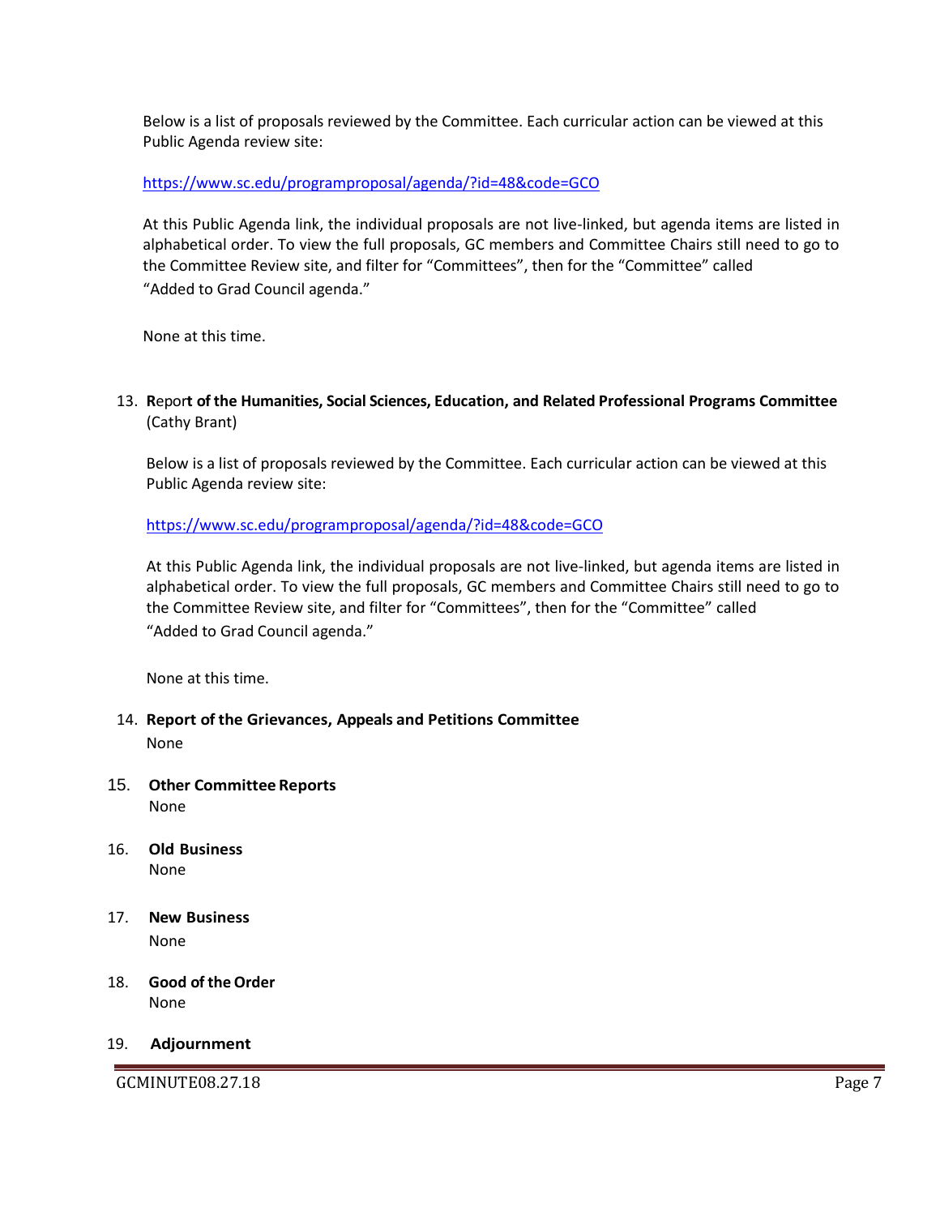Below is a list of proposals reviewed by the Committee. Each curricular action can be viewed at this Public Agenda review site:

https://www.sc.edu/programproposal/agenda/?id=48&code=GCO

At this Public Agenda link, the individual proposals are not live-linked, but agenda items are listed in alphabetical order. To view the full proposals, GC members and Committee Chairs still need to go to the Committee Review site, and filter for "Committees", then for the "Committee" called "Added to Grad Council agenda."

None at this time.

13. **Report of the Humanities, Social Sciences, Education, and Related Professional Programs Committee** (Cathy Brant)

    Below is a list of proposals reviewed by the Committee. Each curricular action can be viewed at this Public Agenda review site:

    https://www.sc.edu/programproposal/agenda/?id=48&code=GCO

    At this Public Agenda link, the individual proposals are not live-linked, but agenda items are listed in alphabetical order. To view the full proposals, GC members and Committee Chairs still need to go to the Committee Review site, and filter for "Committees", then for the "Committee" called "Added to Grad Council agenda."

    None at this time.

14. **Report of the Grievances, Appeals and Petitions Committee**

    None

15. **Other Committee Reports**

    None

16. **Old Business**

    None

17. **New Business**

    None

18. **Good of the Order**

    None

19. **Adjournment**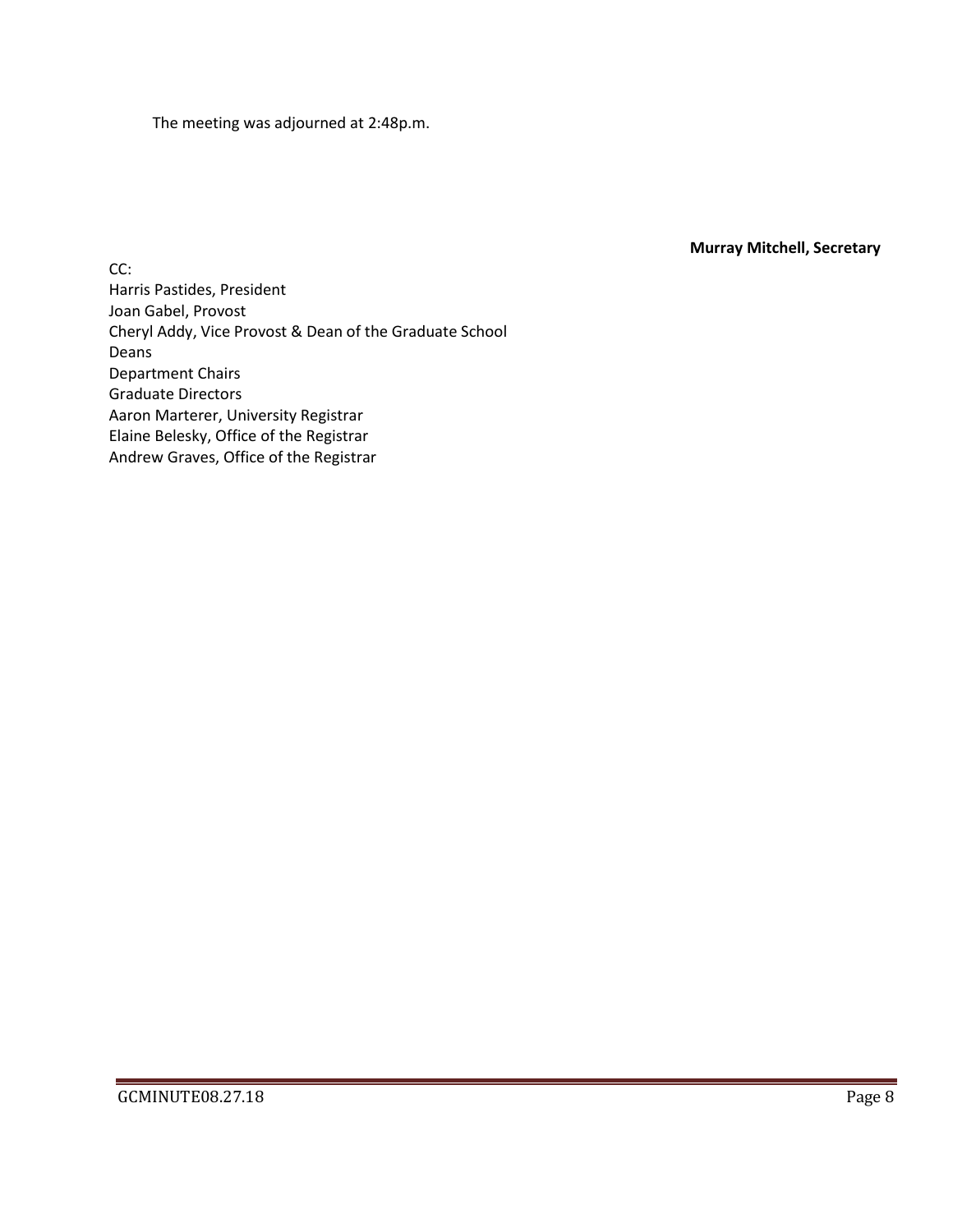The meeting was adjourned at 2:48p.m.

**Murray Mitchell, Secretary**

CC:
Harris Pastides, President
Joan Gabel, Provost
Cheryl Addy, Vice Provost & Dean of the Graduate School
Deans
Department Chairs
Graduate Directors
Aaron Marterer, University Registrar
Elaine Belesky, Office of the Registrar
Andrew Graves, Office of the Registrar